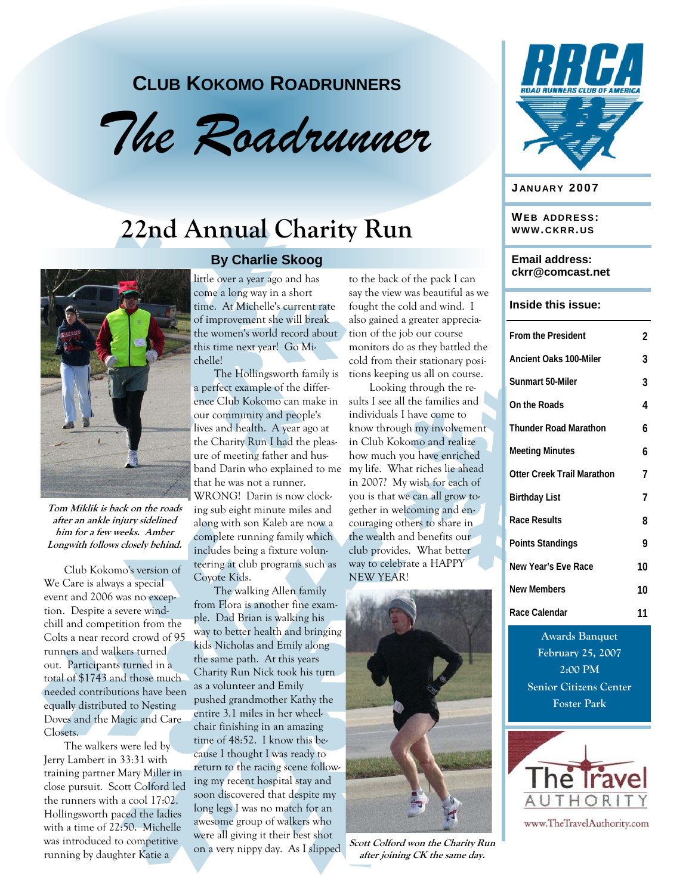**CLUB KOKOMO ROADRUNNERS**

# The Roadrunner

**JANUARY 2007**

**WEB ADDRESS: WWW.CKRR.US**

**Email address: ckrr@comcast.net**

**Inside this issue:**

| | |
|---|---|
| From the President | 2 |
| Ancient Oaks 100-Miler | 3 |
| Sunmart 50-Miler | 3 |
| On the Roads | 4 |
| Thunder Road Marathon | 6 |
| Meeting Minutes | 6 |
| Otter Creek Trail Marathon | 7 |
| Birthday List | 7 |
| Race Results | 8 |
| Points Standings | 9 |
| New Year's Eve Race | 10 |
| New Members | 10 |
| Race Calendar | 11 |

**Awards Banquet**
**February 25, 2007**
**2:00 PM**
**Senior Citizens Center**
**Foster Park**

The Travel AUTHORITY
www.TheTravelAuthority.com

## 22nd Annual Charity Run

### By Charlie Skoog

*Tom Miklik is back on the roads after an ankle injury sidelined him for a few weeks. Amber Longwith follows closely behind.*

Club Kokomo's version of We Care is always a special event and 2006 was no exception. Despite a severe windchill and competition from the Colts a near record crowd of 95 runners and walkers turned out. Participants turned in a total of $1743 and those much needed contributions have been equally distributed to Nesting Doves and the Magic and Care Closets.

The walkers were led by Jerry Lambert in 33:31 with training partner Mary Miller in close pursuit. Scott Colford led the runners with a cool 17:02. Hollingsworth paced the ladies with a time of 22:50. Michelle was introduced to competitive running by daughter Katie a little over a year ago and has come a long way in a short time. At Michelle's current rate of improvement she will break the women's world record about this time next year! Go Michelle!

The Hollingsworth family is a perfect example of the difference Club Kokomo can make in our community and people's lives and health. A year ago at the Charity Run I had the pleasure of meeting father and husband Darin who explained to me that he was not a runner. WRONG! Darin is now clocking sub eight minute miles and along with son Kaleb are now a complete running family which includes being a fixture volunteering at club programs such as Coyote Kids.

The walking Allen family from Flora is another fine example. Dad Brian is walking his way to better health and bringing kids Nicholas and Emily along the same path. At this years Charity Run Nick took his turn as a volunteer and Emily pushed grandmother Kathy the entire 3.1 miles in her wheelchair finishing in an amazing time of 48:52. I know this because I thought I was ready to return to the racing scene following my recent hospital stay and soon discovered that despite my long legs I was no match for an awesome group of walkers who were all giving it their best shot on a very nippy day. As I slipped to the back of the pack I can say the view was beautiful as we fought the cold and wind. I also gained a greater appreciation of the job our course monitors do as they battled the cold from their stationary positions keeping us all on course.

Looking through the results I see all the families and individuals I have come to know through my involvement in Club Kokomo and realize how much you have enriched my life. What riches lie ahead in 2007? My wish for each of you is that we can all grow together in welcoming and encouraging others to share in the wealth and benefits our club provides. What better way to celebrate a HAPPY NEW YEAR!

*Scott Colford won the Charity Run after joining CK the same day.*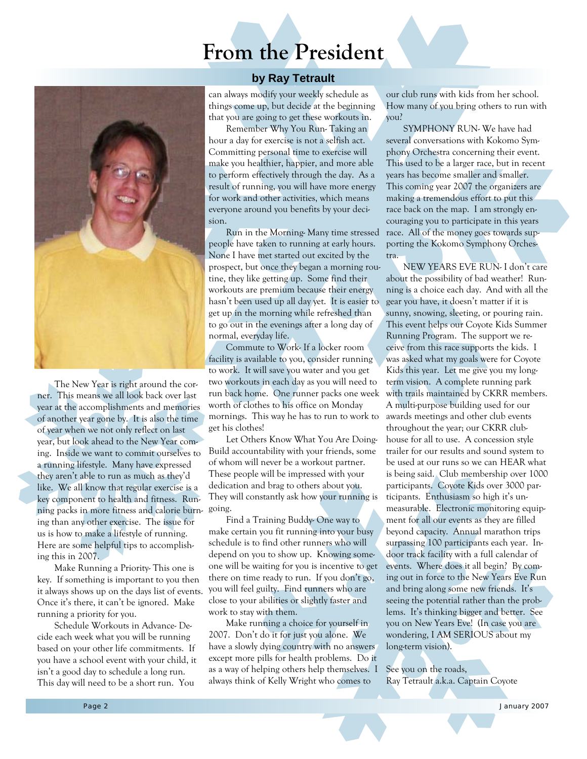# From the President

**by Ray Tetrault**

The New Year is right around the corner. This means we all look back over last year at the accomplishments and memories of another year gone by. It is also the time of year when we not only reflect on last year, but look ahead to the New Year coming. Inside we want to commit ourselves to a running lifestyle. Many have expressed they aren't able to run as much as they'd like. We all know that regular exercise is a key component to health and fitness. Running packs in more fitness and calorie burning than any other exercise. The issue for us is how to make a lifestyle of running. Here are some helpful tips to accomplishing this in 2007.

Make Running a Priority- This one is key. If something is important to you then it always shows up on the days list of events. Once it's there, it can't be ignored. Make running a priority for you.

Schedule Workouts in Advance- Decide each week what you will be running based on your other life commitments. If you have a school event with your child, it isn't a good day to schedule a long run. This day will need to be a short run. You can always modify your weekly schedule as things come up, but decide at the beginning that you are going to get these workouts in.

Remember Why You Run- Taking an hour a day for exercise is not a selfish act. Committing personal time to exercise will make you healthier, happier, and more able to perform effectively through the day. As a result of running, you will have more energy for work and other activities, which means everyone around you benefits by your decision.

Run in the Morning- Many time stressed people have taken to running at early hours. None I have met started out excited by the prospect, but once they began a morning routine, they like getting up. Some find their workouts are premium because their energy hasn't been used up all day yet. It is easier to get up in the morning while refreshed than to go out in the evenings after a long day of normal, everyday life.

Commute to Work- If a locker room facility is available to you, consider running to work. It will save you water and you get two workouts in each day as you will need to run back home. One runner packs one week worth of clothes to his office on Monday mornings. This way he has to run to work to get his clothes!

Let Others Know What You Are Doing- Build accountability with your friends, some of whom will never be a workout partner. These people will be impressed with your dedication and brag to others about you. They will constantly ask how your running is going.

Find a Training Buddy- One way to make certain you fit running into your busy schedule is to find other runners who will depend on you to show up. Knowing someone will be waiting for you is incentive to get there on time ready to run. If you don't go, you will feel guilty. Find runners who are close to your abilities or slightly faster and work to stay with them.

Make running a choice for yourself in 2007. Don't do it for just you alone. We have a slowly dying country with no answers except more pills for health problems. Do it as a way of helping others help themselves. I always think of Kelly Wright who comes to our club runs with kids from her school. How many of you bring others to run with you?

SYMPHONY RUN- We have had several conversations with Kokomo Symphony Orchestra concerning their event. This used to be a larger race, but in recent years has become smaller and smaller. This coming year 2007 the organizers are making a tremendous effort to put this race back on the map. I am strongly encouraging you to participate in this years race. All of the money goes towards supporting the Kokomo Symphony Orchestra.

NEW YEARS EVE RUN- I don't care about the possibility of bad weather! Running is a choice each day. And with all the gear you have, it doesn't matter if it is sunny, snowing, sleeting, or pouring rain. This event helps our Coyote Kids Summer Running Program. The support we receive from this race supports the kids. I was asked what my goals were for Coyote Kids this year. Let me give you my long-term vision. A complete running park with trails maintained by CKRR members. A multi-purpose building used for our awards meetings and other club events throughout the year; our CKRR clubhouse for all to use. A concession style trailer for our results and sound system to be used at our runs so we can HEAR what is being said. Club membership over 1000 participants. Coyote Kids over 3000 participants. Enthusiasm so high it's unmeasurable. Electronic monitoring equipment for all our events as they are filled beyond capacity. Annual marathon trips surpassing 100 participants each year. Indoor track facility with a full calendar of events. Where does it all begin? By coming out in force to the New Years Eve Run and bring along some new friends. It's seeing the potential rather than the problems. It's thinking bigger and better. See you on New Years Eve! (In case you are wondering, I AM SERIOUS about my long-term vision).

See you on the roads,
Ray Tetrault a.k.a. Captain Coyote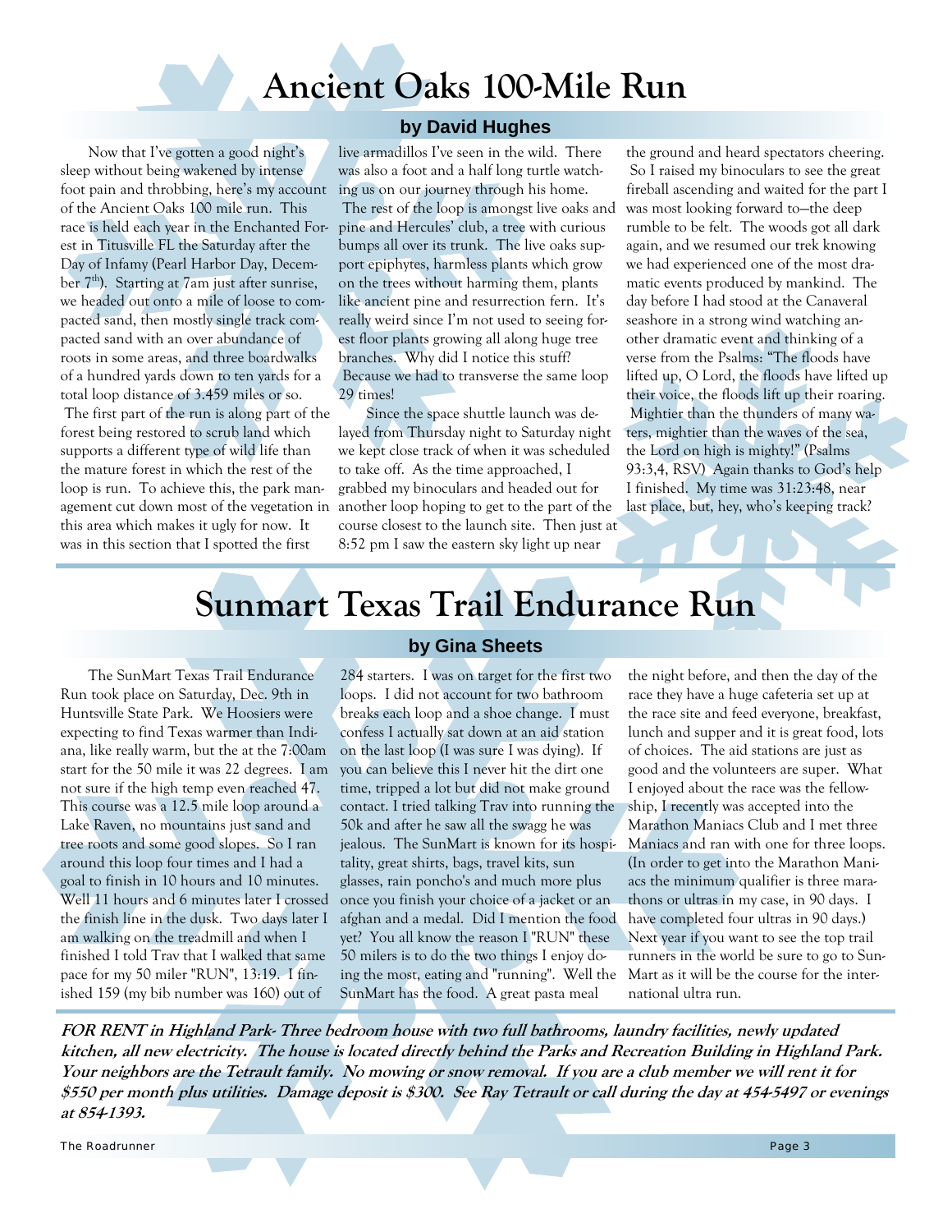# Ancient Oaks 100-Mile Run

## by David Hughes

Now that I've gotten a good night's sleep without being wakened by intense foot pain and throbbing, here's my account of the Ancient Oaks 100 mile run. This race is held each year in the Enchanted Forest in Titusville FL the Saturday after the Day of Infamy (Pearl Harbor Day, December 7th). Starting at 7am just after sunrise, we headed out onto a mile of loose to compacted sand, then mostly single track compacted sand with an over abundance of roots in some areas, and three boardwalks of a hundred yards down to ten yards for a total loop distance of 3.459 miles or so. The first part of the run is along part of the forest being restored to scrub land which supports a different type of wild life than the mature forest in which the rest of the loop is run. To achieve this, the park management cut down most of the vegetation in this area which makes it ugly for now. It was in this section that I spotted the first live armadillos I've seen in the wild. There was also a foot and a half long turtle watching us on our journey through his home. The rest of the loop is amongst live oaks and pine and Hercules' club, a tree with curious bumps all over its trunk. The live oaks support epiphytes, harmless plants which grow on the trees without harming them, plants like ancient pine and resurrection fern. It's really weird since I'm not used to seeing forest floor plants growing all along huge tree branches. Why did I notice this stuff? Because we had to transverse the same loop 29 times!

Since the space shuttle launch was delayed from Thursday night to Saturday night we kept close track of when it was scheduled to take off. As the time approached, I grabbed my binoculars and headed out for another loop hoping to get to the part of the course closest to the launch site. Then just at 8:52 pm I saw the eastern sky light up near the ground and heard spectators cheering. So I raised my binoculars to see the great fireball ascending and waited for the part I was most looking forward to—the deep rumble to be felt. The woods got all dark again, and we resumed our trek knowing we had experienced one of the most dramatic events produced by mankind. The day before I had stood at the Canaveral seashore in a strong wind watching another dramatic event and thinking of a verse from the Psalms: "The floods have lifted up, O Lord, the floods have lifted up their voice, the floods lift up their roaring. Mightier than the thunders of many waters, mightier than the waves of the sea, the Lord on high is mighty!" (Psalms 93:3,4, RSV) Again thanks to God's help I finished. My time was 31:23:48, near last place, but, hey, who's keeping track?

# Sunmart Texas Trail Endurance Run

## by Gina Sheets

The SunMart Texas Trail Endurance Run took place on Saturday, Dec. 9th in Huntsville State Park. We Hoosiers were expecting to find Texas warmer than Indiana, like really warm, but the at the 7:00am start for the 50 mile it was 22 degrees. I am not sure if the high temp even reached 47. This course was a 12.5 mile loop around a Lake Raven, no mountains just sand and tree roots and some good slopes. So I ran around this loop four times and I had a goal to finish in 10 hours and 10 minutes. Well 11 hours and 6 minutes later I crossed the finish line in the dusk. Two days later I am walking on the treadmill and when I finished I told Trav that I walked that same pace for my 50 miler "RUN", 13:19. I finished 159 (my bib number was 160) out of 284 starters. I was on target for the first two loops. I did not account for two bathroom breaks each loop and a shoe change. I must confess I actually sat down at an aid station on the last loop (I was sure I was dying). If you can believe this I never hit the dirt one time, tripped a lot but did not make ground contact. I tried talking Trav into running the 50k and after he saw all the swagg he was jealous. The SunMart is known for its hospitality, great shirts, bags, travel kits, sun glasses, rain poncho's and much more plus once you finish your choice of a jacket or an afghan and a medal. Did I mention the food yet? You all know the reason I "RUN" these 50 milers is to do the two things I enjoy doing the most, eating and "running". Well the SunMart has the food. A great pasta meal the night before, and then the day of the race they have a huge cafeteria set up at the race site and feed everyone, breakfast, lunch and supper and it is great food, lots of choices. The aid stations are just as good and the volunteers are super. What I enjoyed about the race was the fellowship, I recently was accepted into the Marathon Maniacs Club and I met three Maniacs and ran with one for three loops. (In order to get into the Marathon Maniacs the minimum qualifier is three marathons or ultras in my case, in 90 days. I have completed four ultras in 90 days.) Next year if you want to see the top trail runners in the world be sure to go to SunMart as it will be the course for the international ultra run.

***FOR RENT in Highland Park- Three bedroom house with two full bathrooms, laundry facilities, newly updated kitchen, all new electricity. The house is located directly behind the Parks and Recreation Building in Highland Park. Your neighbors are the Tetrault family. No mowing or snow removal. If you are a club member we will rent it for $550 per month plus utilities. Damage deposit is $300. See Ray Tetrault or call during the day at 454-5497 or evenings at 854-1393.***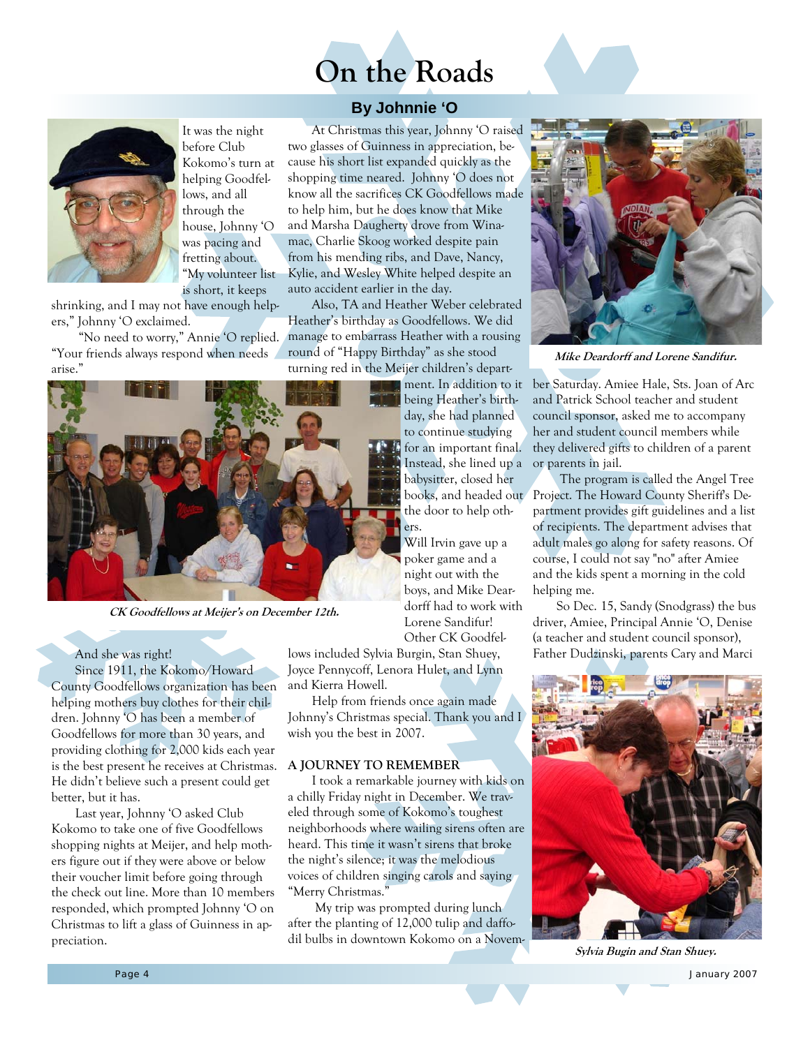# On the Roads

## By Johnnie 'O

It was the night before Club Kokomo's turn at helping Goodfellows, and all through the house, Johnny 'O was pacing and fretting about. "My volunteer list is short, it keeps shrinking, and I may not have enough helpers," Johnny 'O exclaimed.

"No need to worry," Annie 'O replied. "Your friends always respond when needs arise."

And she was right!

Since 1911, the Kokomo/Howard County Goodfellows organization has been helping mothers buy clothes for their children. Johnny 'O has been a member of Goodfellows for more than 30 years, and providing clothing for 2,000 kids each year is the best present he receives at Christmas. He didn't believe such a present could get better, but it has.

Last year, Johnny 'O asked Club Kokomo to take one of five Goodfellows shopping nights at Meijer, and help mothers figure out if they were above or below their voucher limit before going through the check out line. More than 10 members responded, which prompted Johnny 'O on Christmas to lift a glass of Guinness in appreciation.

At Christmas this year, Johnny 'O raised two glasses of Guinness in appreciation, because his short list expanded quickly as the shopping time neared. Johnny 'O does not know all the sacrifices CK Goodfellows made to help him, but he does know that Mike and Marsha Daugherty drove from Winamac, Charlie Skoog worked despite pain from his mending ribs, and Dave, Nancy, Kylie, and Wesley White helped despite an auto accident earlier in the day.

Also, TA and Heather Weber celebrated Heather's birthday as Goodfellows. We did manage to embarrass Heather with a rousing round of "Happy Birthday" as she stood turning red in the Meijer children's department. In addition to it being Heather's birthday, she had planned to continue studying for an important final. Instead, she lined up a babysitter, closed her books, and headed out the door to help others.

Will Irvin gave up a poker game and a night out with the boys, and Mike Deardorff had to work with Lorene Sandifur! Other CK Goodfellows included Sylvia Burgin, Stan Shuey, Joyce Pennycoff, Lenora Hulet, and Lynn and Kierra Howell.

Help from friends once again made Johnny's Christmas special. Thank you and I wish you the best in 2007.

*CK Goodfellows at Meijer's on December 12th.*

*Mike Deardorff and Lorene Sandifur.*

### A JOURNEY TO REMEMBER

I took a remarkable journey with kids on a chilly Friday night in December. We traveled through some of Kokomo's toughest neighborhoods where wailing sirens often are heard. This time it wasn't sirens that broke the night's silence; it was the melodious voices of children singing carols and saying "Merry Christmas."

My trip was prompted during lunch after the planting of 12,000 tulip and daffodil bulbs in downtown Kokomo on a November Saturday. Amiee Hale, Sts. Joan of Arc and Patrick School teacher and student council sponsor, asked me to accompany her and student council members while they delivered gifts to children of a parent or parents in jail.

The program is called the Angel Tree Project. The Howard County Sheriff's Department provides gift guidelines and a list of recipients. The department advises that adult males go along for safety reasons. Of course, I could not say "no" after Amiee and the kids spent a morning in the cold helping me.

So Dec. 15, Sandy (Snodgrass) the bus driver, Amiee, Principal Annie 'O, Denise (a teacher and student council sponsor), Father Dudzinski, parents Cary and Marci

*Sylvia Bugin and Stan Shuey.*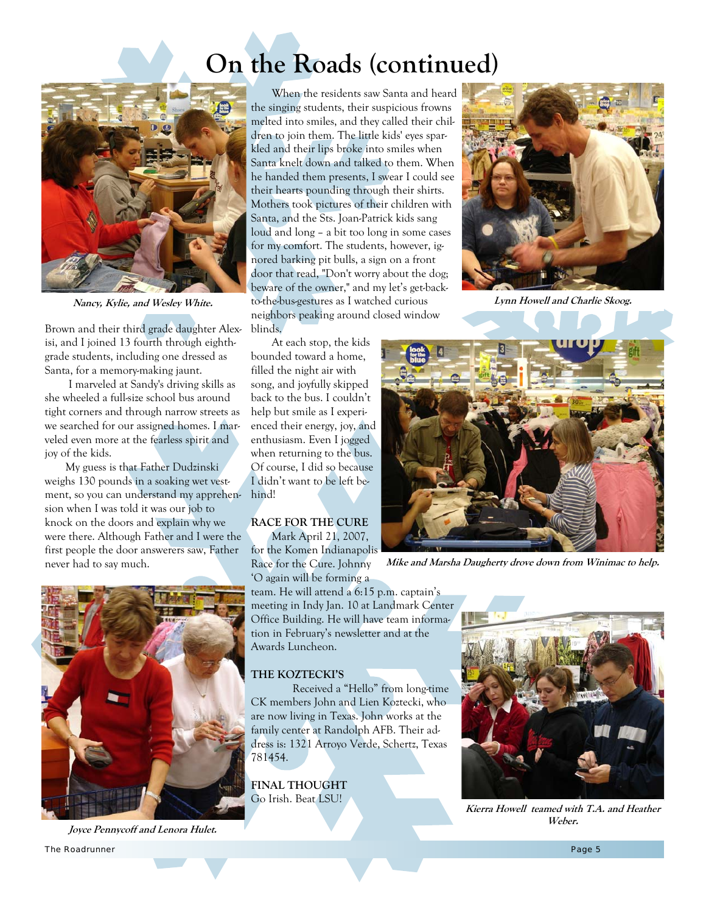# On the Roads (continued)

*Nancy, Kylie, and Wesley White.*

Brown and their third grade daughter Alexisi, and I joined 13 fourth through eighth-grade students, including one dressed as Santa, for a memory-making jaunt.

I marveled at Sandy's driving skills as she wheeled a full-size school bus around tight corners and through narrow streets as we searched for our assigned homes. I marveled even more at the fearless spirit and joy of the kids.

My guess is that Father Dudzinski weighs 130 pounds in a soaking wet vestment, so you can understand my apprehension when I was told it was our job to knock on the doors and explain why we were there. Although Father and I were the first people the door answerers saw, Father never had to say much.

When the residents saw Santa and heard the singing students, their suspicious frowns melted into smiles, and they called their children to join them. The little kids' eyes sparkled and their lips broke into smiles when Santa knelt down and talked to them. When he handed them presents, I swear I could see their hearts pounding through their shirts. Mothers took pictures of their children with Santa, and the Sts. Joan-Patrick kids sang loud and long – a bit too long in some cases for my comfort. The students, however, ignored barking pit bulls, a sign on a front door that read, "Don't worry about the dog; beware of the owner," and my let's get-back-to-the-bus-gestures as I watched curious neighbors peaking around closed window blinds.

At each stop, the kids bounded toward a home, filled the night air with song, and joyfully skipped back to the bus. I couldn't help but smile as I experienced their energy, joy, and enthusiasm. Even I jogged when returning to the bus. Of course, I did so because I didn't want to be left behind!

**RACE FOR THE CURE**

Mark April 21, 2007, for the Komen Indianapolis Race for the Cure. Johnny 'O again will be forming a team. He will attend a 6:15 p.m. captain's meeting in Indy Jan. 10 at Landmark Center Office Building. He will have team information in February's newsletter and at the Awards Luncheon.

**THE KOZTECKI'S**

Received a "Hello" from long-time CK members John and Lien Koztecki, who are now living in Texas. John works at the family center at Randolph AFB. Their address is: 1321 Arroyo Verde, Schertz, Texas 781454.

**FINAL THOUGHT**

Go Irish. Beat LSU!

*Lynn Howell and Charlie Skoog.*

*Mike and Marsha Daugherty drove down from Winimac to help.*

*Joyce Pennycoff and Lenora Hulet.*

*Kierra Howell teamed with T.A. and Heather Weber.*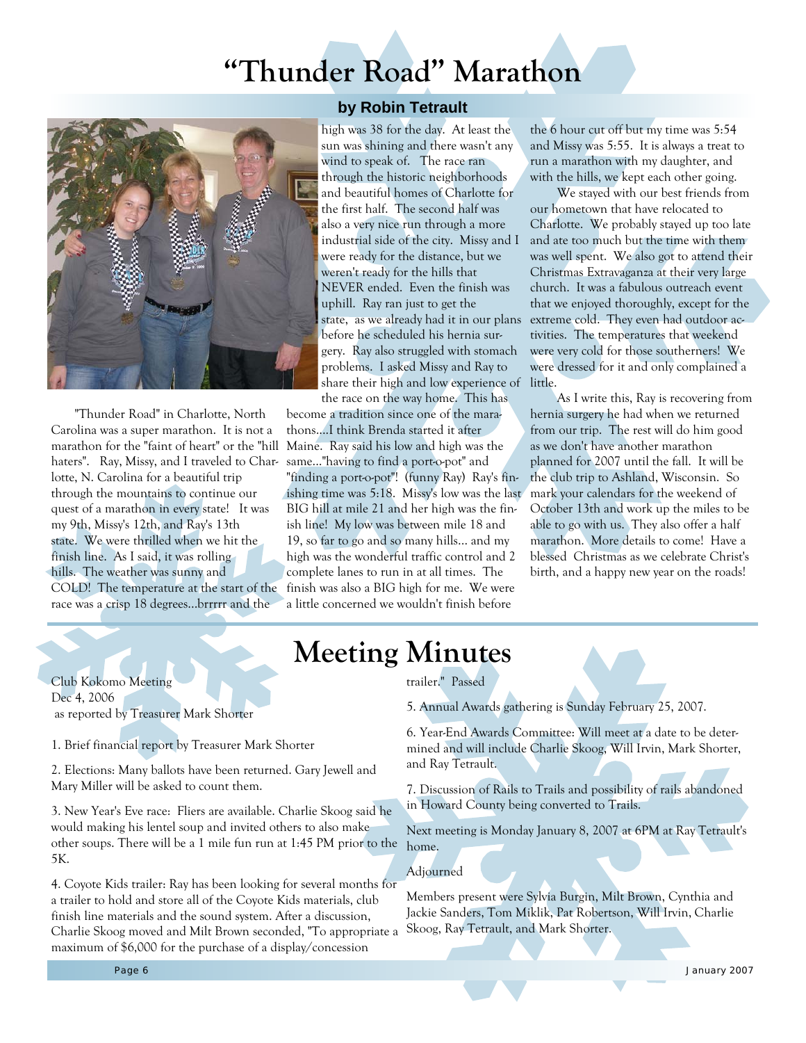# "Thunder Road" Marathon

**by Robin Tetrault**

"Thunder Road" in Charlotte, North Carolina was a super marathon. It is not a marathon for the "faint of heart" or the "hill haters". Ray, Missy, and I traveled to Charlotte, N. Carolina for a beautiful trip through the mountains to continue our quest of a marathon in every state! It was my 9th, Missy's 12th, and Ray's 13th state. We were thrilled when we hit the finish line. As I said, it was rolling hills. The weather was sunny and COLD! The temperature at the start of the race was a crisp 18 degrees…brrrrr and the high was 38 for the day. At least the sun was shining and there wasn't any wind to speak of. The race ran through the historic neighborhoods and beautiful homes of Charlotte for the first half. The second half was also a very nice run through a more industrial side of the city. Missy and I were ready for the distance, but we weren't ready for the hills that NEVER ended. Even the finish was uphill. Ray ran just to get the state, as we already had it in our plans before he scheduled his hernia surgery. Ray also struggled with stomach problems. I asked Missy and Ray to share their high and low experience of the race on the way home. This has become a tradition since one of the marathons….I think Brenda started it after Maine. Ray said his low and high was the same…"having to find a port-o-pot" and "finding a port-o-pot"! (funny Ray) Ray's finishing time was 5:18. Missy's low was the last BIG hill at mile 21 and her high was the finish line! My low was between mile 18 and 19, so far to go and so many hills… and my high was the wonderful traffic control and 2 complete lanes to run in at all times. The finish was also a BIG high for me. We were a little concerned we wouldn't finish before the 6 hour cut off but my time was 5:54 and Missy was 5:55. It is always a treat to run a marathon with my daughter, and with the hills, we kept each other going.

We stayed with our best friends from our hometown that have relocated to Charlotte. We probably stayed up too late and ate too much but the time with them was well spent. We also got to attend their Christmas Extravaganza at their very large church. It was a fabulous outreach event that we enjoyed thoroughly, except for the extreme cold. They even had outdoor activities. The temperatures that weekend were very cold for those southerners! We were dressed for it and only complained a little.

As I write this, Ray is recovering from hernia surgery he had when we returned from our trip. The rest will do him good as we don't have another marathon planned for 2007 until the fall. It will be the club trip to Ashland, Wisconsin. So mark your calendars for the weekend of October 13th and work up the miles to be able to go with us. They also offer a half marathon. More details to come! Have a blessed Christmas as we celebrate Christ's birth, and a happy new year on the roads!

# Meeting Minutes

Club Kokomo Meeting
Dec 4, 2006
as reported by Treasurer Mark Shorter

1. Brief financial report by Treasurer Mark Shorter

2. Elections: Many ballots have been returned. Gary Jewell and Mary Miller will be asked to count them.

3. New Year's Eve race: Fliers are available. Charlie Skoog said he would making his lentel soup and invited others to also make other soups. There will be a 1 mile fun run at 1:45 PM prior to the 5K.

4. Coyote Kids trailer: Ray has been looking for several months for a trailer to hold and store all of the Coyote Kids materials, club finish line materials and the sound system. After a discussion, Charlie Skoog moved and Milt Brown seconded, "To appropriate a maximum of $6,000 for the purchase of a display/concession trailer." Passed

5. Annual Awards gathering is Sunday February 25, 2007.

6. Year-End Awards Committee: Will meet at a date to be determined and will include Charlie Skoog, Will Irvin, Mark Shorter, and Ray Tetrault.

7. Discussion of Rails to Trails and possibility of rails abandoned in Howard County being converted to Trails.

Next meeting is Monday January 8, 2007 at 6PM at Ray Tetrault's home.

Adjourned

Members present were Sylvia Burgin, Milt Brown, Cynthia and Jackie Sanders, Tom Miklik, Pat Robertson, Will Irvin, Charlie Skoog, Ray Tetrault, and Mark Shorter.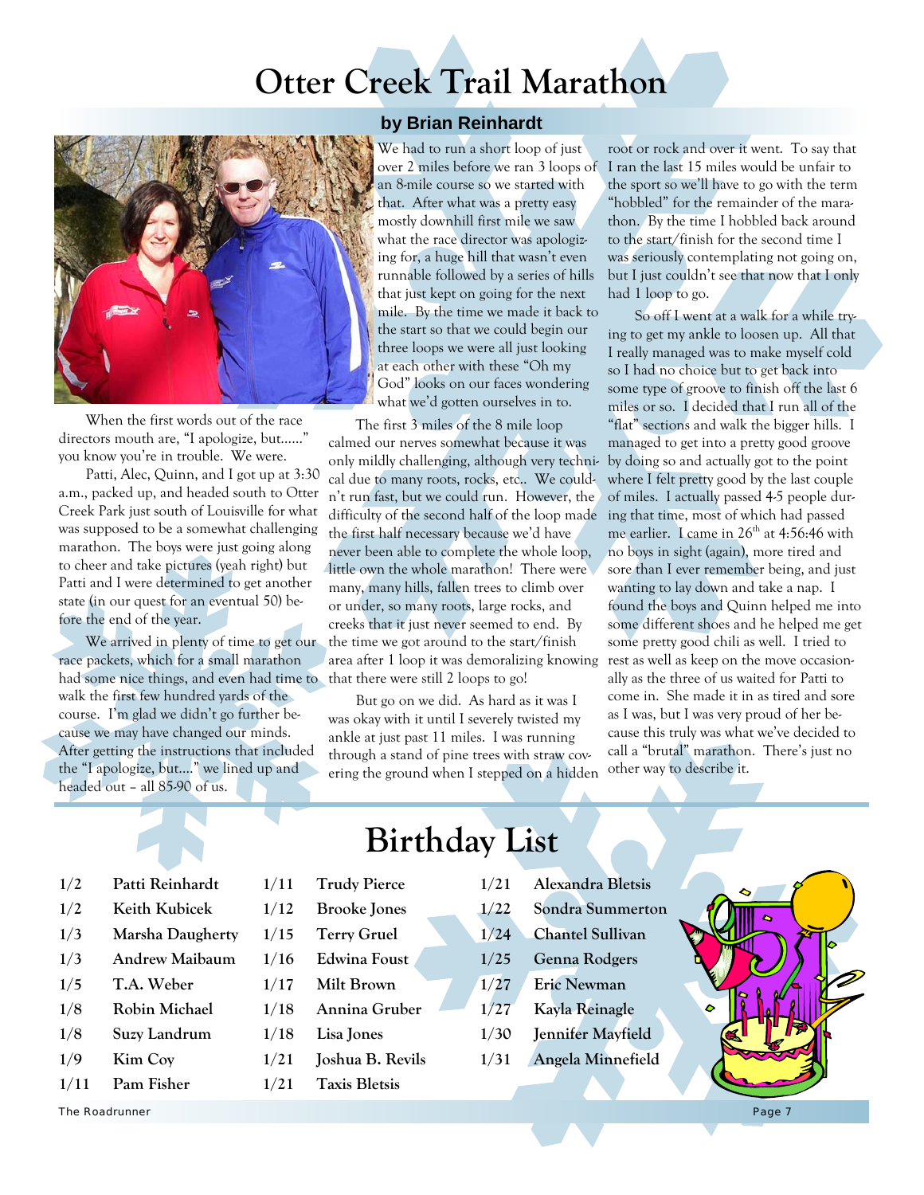# Otter Creek Trail Marathon

### by Brian Reinhardt

When the first words out of the race directors mouth are, "I apologize, but......" you know you're in trouble. We were.

Patti, Alec, Quinn, and I got up at 3:30 a.m., packed up, and headed south to Otter Creek Park just south of Louisville for what was supposed to be a somewhat challenging marathon. The boys were just going along to cheer and take pictures (yeah right) but Patti and I were determined to get another state (in our quest for an eventual 50) before the end of the year.

We arrived in plenty of time to get our race packets, which for a small marathon had some nice things, and even had time to walk the first few hundred yards of the course. I'm glad we didn't go further because we may have changed our minds. After getting the instructions that included the "I apologize, but...." we lined up and headed out – all 85-90 of us.

We had to run a short loop of just over 2 miles before we ran 3 loops of an 8-mile course so we started with that. After what was a pretty easy mostly downhill first mile we saw what the race director was apologizing for, a huge hill that wasn't even runnable followed by a series of hills that just kept on going for the next mile. By the time we made it back to the start so that we could begin our three loops we were all just looking at each other with these "Oh my God" looks on our faces wondering what we'd gotten ourselves in to.

The first 3 miles of the 8 mile loop calmed our nerves somewhat because it was only mildly challenging, although very technical due to many roots, rocks, etc.. We couldn't run fast, but we could run. However, the difficulty of the second half of the loop made the first half necessary because we'd have never been able to complete the whole loop, little own the whole marathon! There were many, many hills, fallen trees to climb over or under, so many roots, large rocks, and creeks that it just never seemed to end. By the time we got around to the start/finish area after 1 loop it was demoralizing knowing that there were still 2 loops to go!

But go on we did. As hard as it was I was okay with it until I severely twisted my ankle at just past 11 miles. I was running through a stand of pine trees with straw covering the ground when I stepped on a hidden root or rock and over it went. To say that I ran the last 15 miles would be unfair to the sport so we'll have to go with the term "hobbled" for the remainder of the marathon. By the time I hobbled back around to the start/finish for the second time I was seriously contemplating not going on, but I just couldn't see that now that I only had 1 loop to go.

So off I went at a walk for a while trying to get my ankle to loosen up. All that I really managed was to make myself cold so I had no choice but to get back into some type of groove to finish off the last 6 miles or so. I decided that I run all of the "flat" sections and walk the bigger hills. I managed to get into a pretty good groove by doing so and actually got to the point where I felt pretty good by the last couple of miles. I actually passed 4-5 people during that time, most of which had passed me earlier. I came in 26th at 4:56:46 with no boys in sight (again), more tired and sore than I ever remember being, and just wanting to lay down and take a nap. I found the boys and Quinn helped me into some different shoes and he helped me get some pretty good chili as well. I tried to rest as well as keep on the move occasionally as the three of us waited for Patti to come in. She made it in as tired and sore as I was, but I was very proud of her because this truly was what we've decided to call a "brutal" marathon. There's just no other way to describe it.

# Birthday List

| Date | Name |
|---|---|
| 1/2 | Patti Reinhardt |
| 1/2 | Keith Kubicek |
| 1/3 | Marsha Daugherty |
| 1/3 | Andrew Maibaum |
| 1/5 | T.A. Weber |
| 1/8 | Robin Michael |
| 1/8 | Suzy Landrum |
| 1/9 | Kim Coy |
| 1/11 | Pam Fisher |
| 1/11 | Trudy Pierce |
| 1/12 | Brooke Jones |
| 1/15 | Terry Gruel |
| 1/16 | Edwina Foust |
| 1/17 | Milt Brown |
| 1/18 | Annina Gruber |
| 1/18 | Lisa Jones |
| 1/21 | Joshua B. Revils |
| 1/21 | Taxis Bletsis |
| 1/21 | Alexandra Bletsis |
| 1/22 | Sondra Summerton |
| 1/24 | Chantel Sullivan |
| 1/25 | Genna Rodgers |
| 1/27 | Eric Newman |
| 1/27 | Kayla Reinagle |
| 1/30 | Jennifer Mayfield |
| 1/31 | Angela Minnefield |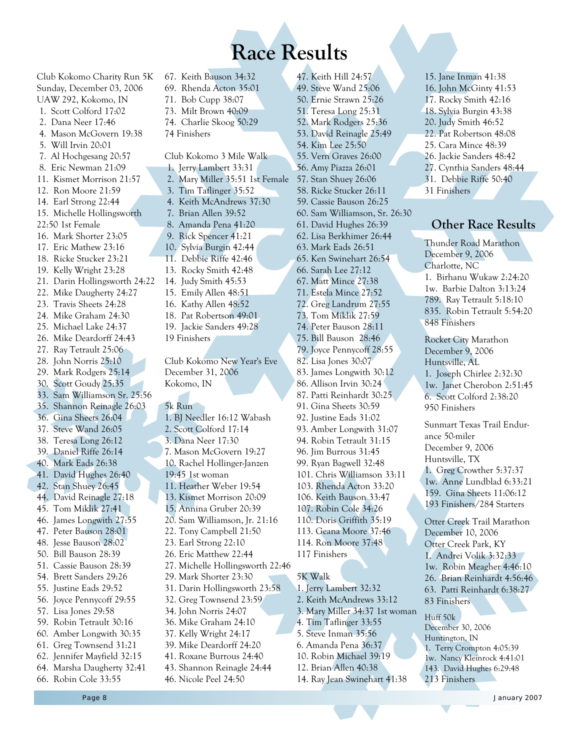# Race Results

Club Kokomo Charity Run 5K
Sunday, December 03, 2006
UAW 292, Kokomo, IN

1. Scott Colford 17:02
2. Dana Neer 17:46
4. Mason McGovern 19:38
5. Will Irvin 20:01
7. Al Hochgesang 20:57
8. Eric Newman 21:09
11. Kismet Morrison 21:57
12. Ron Moore 21:59
14. Earl Strong 22:44
15. Michelle Hollingsworth 22:50 1st Female
16. Mark Shorter 23:05
17. Eric Mathew 23:16
18. Ricke Stucker 23:21
19. Kelly Wright 23:28
21. Darin Hollingsworth 24:22
22. Mike Daugherty 24:27
23. Travis Sheets 24:28
24. Mike Graham 24:30
25. Michael Lake 24:37
26. Mike Deardorff 24:43
27. Ray Tetrault 25:06
28. John Norris 25:10
29. Mark Rodgers 25:14
30. Scott Goudy 25:35
33. Sam Williamson Sr. 25:56
35. Shannon Reinagle 26:03
36. Gina Sheets 26:04
37. Steve Wand 26:05
38. Teresa Long 26:12
39. Daniel Riffe 26:14
40. Mark Eads 26:38
41. David Hughes 26:40
42. Stan Shuey 26:45
44. David Reinagle 27:18
45. Tom Miklik 27:41
46. James Longwith 27:55
47. Peter Bauson 28:01
48. Jesse Bauson 28:02
50. Bill Bauson 28:39
51. Cassie Bauson 28:39
54. Brett Sanders 29:26
55. Justine Eads 29:52
56. Joyce Pennycoff 29:55
57. Lisa Jones 29:58
59. Robin Tetrault 30:16
60. Amber Longwith 30:35
61. Greg Townsend 31:21
62. Jennifer Mayfield 32:15
64. Marsha Daugherty 32:41
66. Robin Cole 33:55
67. Keith Bauson 34:32
69. Rhenda Acton 35:01
71. Bob Cupp 38:07
73. Milt Brown 40:09
74. Charlie Skoog 50:29

74 Finishers

Club Kokomo 3 Mile Walk

1. Jerry Lambert 33:31
2. Mary Miller 35:51 1st Female
3. Tim Taflinger 35:52
4. Keith McAndrews 37:30
7. Brian Allen 39:52
8. Amanda Pena 41:20
9. Rick Spencer 41:21
10. Sylvia Burgin 42:44
11. Debbie Riffe 42:46
13. Rocky Smith 42:48
14. Judy Smith 45:53
15. Emily Allen 48:51
16. Kathy Allen 48:52
18. Pat Robertson 49:01
19. Jackie Sanders 49:28

19 Finishers

Club Kokomo New Year's Eve
December 31, 2006
Kokomo, IN

5k Run

1. BJ Needler 16:12 Wabash
2. Scott Colford 17:14
3. Dana Neer 17:30
7. Mason McGovern 19:27
10. Rachel Hollinger-Janzen 19:45 1st woman
11. Heather Weber 19:54
13. Kismet Morrison 20:09
15. Annina Gruber 20:39
20. Sam Williamson, Jr. 21:16
22. Tony Campbell 21:50
23. Earl Strong 22:10
26. Eric Matthew 22:44
27. Michelle Hollingsworth 22:46
29. Mark Shorter 23:30
31. Darin Hollingsworth 23:58
32. Greg Townsend 23:59
34. John Norris 24:07
36. Mike Graham 24:10
37. Kelly Wright 24:17
39. Mike Deardorff 24:20
41. Roxane Burrous 24:40
43. Shannon Reinagle 24:44
46. Nicole Peel 24:50
47. Keith Hill 24:57
49. Steve Wand 25:06
50. Ernie Strawn 25:26
51. Teresa Long 25:31
52. Mark Rodgers 25:36
53. David Reinagle 25:49
54. Kim Lee 25:50
55. Vern Graves 26:00
56. Amy Piazza 26:01
57. Stan Shuey 26:06
58. Ricke Stucker 26:11
59. Cassie Bauson 26:25
60. Sam Williamson, Sr. 26:30
61. David Hughes 26:39
62. Lisa Berkhimer 26:44
63. Mark Eads 26:51
65. Ken Swinehart 26:54
66. Sarah Lee 27:12
67. Matt Mince 27:38
71. Estela Mince 27:52
72. Greg Landrum 27:55
73. Tom Miklik 27:59
74. Peter Bauson 28:11
75. Bill Bauson 28:46
79. Joyce Pennycoff 28:55
82. Lisa Jones 30:07
83. James Longwith 30:12
86. Allison Irvin 30:24
87. Patti Reinhardt 30:25
91. Gina Sheets 30:59
92. Justine Eads 31:02
93. Amber Longwith 31:07
94. Robin Tetrault 31:15
96. Jim Burrous 31:45
99. Ryan Bagwell 32:48
101. Chris Williamson 33:11
103. Rhenda Acton 33:20
106. Keith Bauson 33:47
107. Robin Cole 34:26
110. Doris Griffith 35:19
113. Geana Moore 37:46
114. Ron Moore 37:48

117 Finishers

5K Walk

1. Jerry Lambert 32:32
2. Keith McAndrews 33:12
3. Mary Miller 34:37 1st woman
4. Tim Taflinger 33:55
5. Steve Inman 35:56
6. Amanda Pena 36:37
10. Robin Michael 39:19
12. Brian Allen 40:38
14. Ray Jean Swinehart 41:38
15. Jane Inman 41:38
16. John McGinty 41:53
17. Rocky Smith 42:16
18. Sylvia Burgin 43:38
20. Judy Smith 46:52
22. Pat Robertson 48:08
25. Cara Mince 48:39
26. Jackie Sanders 48:42
27. Cynthia Sanders 48:44
31. Debbie Riffe 50:40

31 Finishers

## Other Race Results

Thunder Road Marathon
December 9, 2006
Charlotte, NC

1. Birhanu Wukaw 2:24:20
1w. Barbie Dalton 3:13:24
789. Ray Tetrault 5:18:10
835. Robin Tetrault 5:54:20

848 Finishers

Rocket City Marathon
December 9, 2006
Huntsville, AL

1. Joseph Chirlee 2:32:30
1w. Janet Cherobon 2:51:45
6. Scott Colford 2:38:20

950 Finishers

Sunmart Texas Trail Endurance 50-miler
December 9, 2006
Huntsville, TX

1. Greg Crowther 5:37:37
1w. Anne Lundblad 6:33:21
159. Gina Sheets 11:06:12

193 Finishers/284 Starters

Otter Creek Trail Marathon
December 10, 2006
Otter Creek Park, KY

1. Andrei Volik 3:32:33
1w. Robin Meagher 4:46:10
26. Brian Reinhardt 4:56:46
63. Patti Reinhardt 6:38:27

83 Finishers

Huff 50k
December 30, 2006
Huntington, IN

1. Terry Crompton 4:05:39
1w. Nancy Kleinrock 4:41:01
143. David Hughes 6:29:48

213 Finishers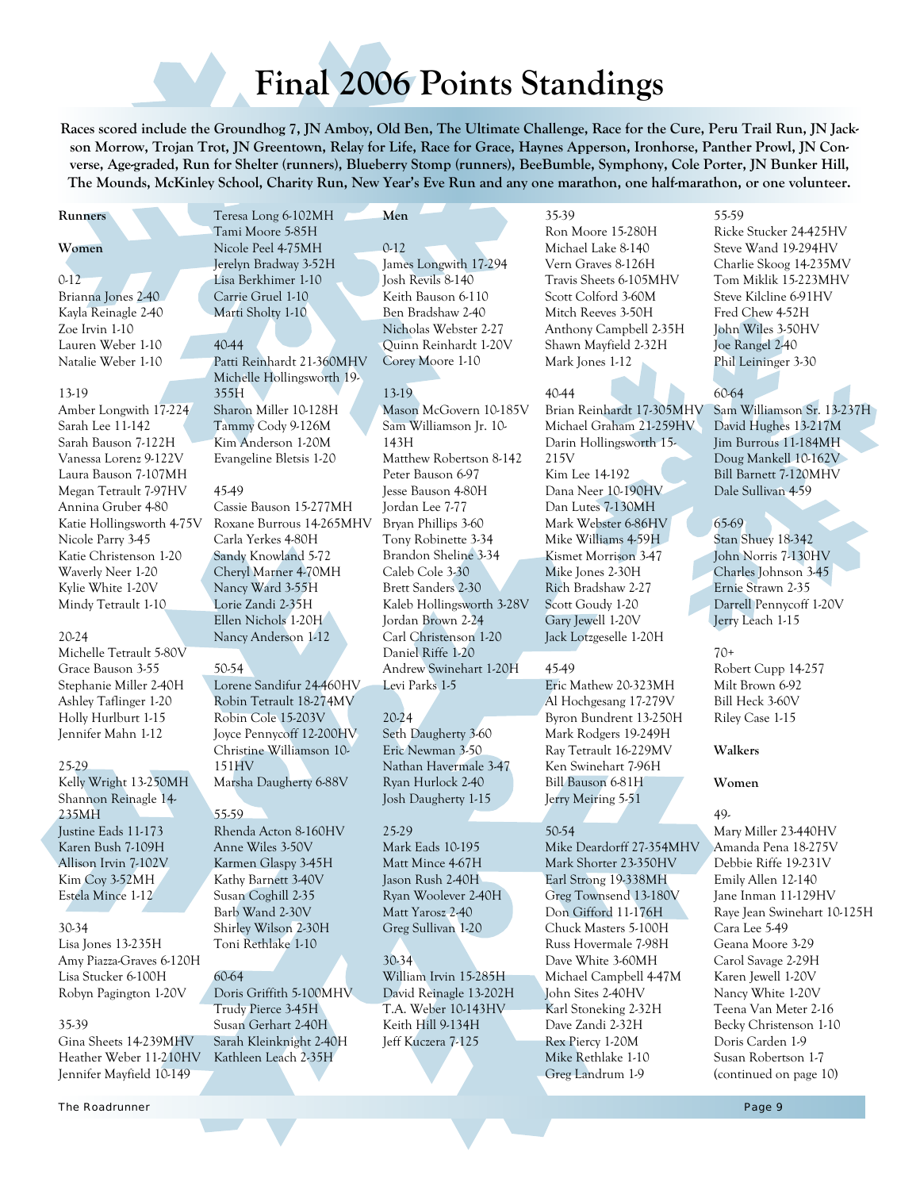# Final 2006 Points Standings

**Races scored include the Groundhog 7, JN Amboy, Old Ben, The Ultimate Challenge, Race for the Cure, Peru Trail Run, JN Jackson Morrow, Trojan Trot, JN Greentown, Relay for Life, Race for Grace, Haynes Apperson, Ironhorse, Panther Prowl, JN Converse, Age-graded, Run for Shelter (runners), Blueberry Stomp (runners), BeeBumble, Symphony, Cole Porter, JN Bunker Hill, The Mounds, McKinley School, Charity Run, New Year's Eve Run and any one marathon, one half-marathon, or one volunteer.**

## Runners

### Women

0-12
Brianna Jones 2-40
Kayla Reinagle 2-40
Zoe Irvin 1-10
Lauren Weber 1-10
Natalie Weber 1-10

13-19
Amber Longwith 17-224
Sarah Lee 11-142
Sarah Bauson 7-122H
Vanessa Lorenz 9-122V
Laura Bauson 7-107MH
Megan Tetrault 7-97HV
Annina Gruber 4-80
Katie Hollingsworth 4-75V
Nicole Parry 3-45
Katie Christenson 1-20
Waverly Neer 1-20
Kylie White 1-20V
Mindy Tetrault 1-10

20-24
Michelle Tetrault 5-80V
Grace Bauson 3-55
Stephanie Miller 2-40H
Ashley Taflinger 1-20
Holly Hurlburt 1-15
Jennifer Mahn 1-12

25-29
Kelly Wright 13-250MH
Shannon Reinagle 14-235MH
Justine Eads 11-173
Karen Bush 7-109H
Allison Irvin 7-102V
Kim Coy 3-52MH
Estela Mince 1-12

30-34
Lisa Jones 13-235H
Amy Piazza-Graves 6-120H
Lisa Stucker 6-100H
Robyn Pagington 1-20V

35-39
Gina Sheets 14-239MHV
Heather Weber 11-210HV
Jennifer Mayfield 10-149
Teresa Long 6-102MH
Tami Moore 5-85H
Nicole Peel 4-75MH
Jerelyn Bradway 3-52H
Lisa Berkhimer 1-10
Carrie Gruel 1-10
Marti Sholty 1-10

40-44
Patti Reinhardt 21-360MHV
Michelle Hollingsworth 19-355H
Sharon Miller 10-128H
Tammy Cody 9-126M
Kim Anderson 1-20M
Evangeline Bletsis 1-20

45-49
Cassie Bauson 15-277MH
Roxane Burrous 14-265MHV
Carla Yerkes 4-80H
Sandy Knowland 5-72
Cheryl Marner 4-70MH
Nancy Ward 3-55H
Lorie Zandi 2-35H
Ellen Nichols 1-20H
Nancy Anderson 1-12

50-54
Lorene Sandifur 24-460HV
Robin Tetrault 18-274MV
Robin Cole 15-203V
Joyce Pennycoff 12-200HV
Christine Williamson 10-151HV
Marsha Daugherty 6-88V

55-59
Rhenda Acton 8-160HV
Anne Wiles 3-50V
Karmen Glaspy 3-45H
Kathy Barnett 3-40V
Susan Coghill 2-35
Barb Wand 2-30V
Shirley Wilson 2-30H
Toni Rethlake 1-10

60-64
Doris Griffith 5-100MHV
Trudy Pierce 3-45H
Susan Gerhart 2-40H
Sarah Kleinknight 2-40H
Kathleen Leach 2-35H

### Men

0-12
James Longwith 17-294
Josh Revils 8-140
Keith Bauson 6-110
Ben Bradshaw 2-40
Nicholas Webster 2-27
Quinn Reinhardt 1-20V
Corey Moore 1-10

13-19
Mason McGovern 10-185V
Sam Williamson Jr. 10-143H
Matthew Robertson 8-142
Peter Bauson 6-97
Jesse Bauson 4-80H
Jordan Lee 7-77
Bryan Phillips 3-60
Tony Robinette 3-34
Brandon Sheline 3-34
Caleb Cole 3-30
Brett Sanders 2-30
Kaleb Hollingsworth 3-28V
Jordan Brown 2-24
Carl Christenson 1-20
Daniel Riffe 1-20
Andrew Swinehart 1-20H
Levi Parks 1-5

20-24
Seth Daugherty 3-60
Eric Newman 3-50
Nathan Havermale 3-47
Ryan Hurlock 2-40
Josh Daugherty 1-15

25-29
Mark Eads 10-195
Matt Mince 4-67H
Jason Rush 2-40H
Ryan Woolever 2-40H
Matt Yarosz 2-40
Greg Sullivan 1-20

30-34
William Irvin 15-285H
David Reinagle 13-202H
T.A. Weber 10-143HV
Keith Hill 9-134H
Jeff Kuczera 7-125

35-39
Ron Moore 15-280H
Michael Lake 8-140
Vern Graves 8-126H
Travis Sheets 6-105MHV
Scott Colford 3-60M
Mitch Reeves 3-50H
Anthony Campbell 2-35H
Shawn Mayfield 2-32H
Mark Jones 1-12

40-44
Brian Reinhardt 17-305MHV
Michael Graham 21-259HV
Darin Hollingsworth 15-215V
Kim Lee 14-192
Dana Neer 10-190HV
Dan Lutes 7-130MH
Mark Webster 6-86HV
Mike Williams 4-59H
Kismet Morrison 3-47
Mike Jones 2-30H
Rich Bradshaw 2-27
Scott Goudy 1-20
Gary Jewell 1-20V
Jack Lotzgeselle 1-20H

45-49
Eric Mathew 20-323MH
Al Hochgesang 17-279V
Byron Bundrent 13-250H
Mark Rodgers 19-249H
Ray Tetrault 16-229MV
Ken Swinehart 7-96H
Bill Bauson 6-81H
Jerry Meiring 5-51

50-54
Mike Deardorff 27-354MHV
Mark Shorter 23-350HV
Earl Strong 19-338MH
Greg Townsend 13-180V
Don Gifford 11-176H
Chuck Masters 5-100H
Russ Hovermale 7-98H
Dave White 3-60MH
Michael Campbell 4-47M
John Sites 2-40HV
Karl Stoneking 2-32H
Dave Zandi 2-32H
Rex Piercy 1-20M
Mike Rethlake 1-10
Greg Landrum 1-9

55-59
Ricke Stucker 24-425HV
Steve Wand 19-294HV
Charlie Skoog 14-235MV
Tom Miklik 15-223MHV
Steve Kilcline 6-91HV
Fred Chew 4-52H
John Wiles 3-50HV
Joe Rangel 2-40
Phil Leininger 3-30

60-64
Sam Williamson Sr. 13-237H
David Hughes 13-217M
Jim Burrous 11-184MH
Doug Mankell 10-162V
Bill Barnett 7-120MHV
Dale Sullivan 4-59

65-69
Stan Shuey 18-342
John Norris 7-130HV
Charles Johnson 3-45
Ernie Strawn 2-35
Darrell Pennycoff 1-20V
Jerry Leach 1-15

70+
Robert Cupp 14-257
Milt Brown 6-92
Bill Heck 3-60V
Riley Case 1-15

## Walkers

### Women

49-
Mary Miller 23-440HV
Amanda Pena 18-275V
Debbie Riffe 19-231V
Emily Allen 12-140
Jane Inman 11-129HV
Raye Jean Swinehart 10-125H
Cara Lee 5-49
Geana Moore 3-29
Carol Savage 2-29H
Karen Jewell 1-20V
Nancy White 1-20V
Teena Van Meter 2-16
Becky Christenson 1-10
Doris Carden 1-9
Susan Robertson 1-7
(continued on page 10)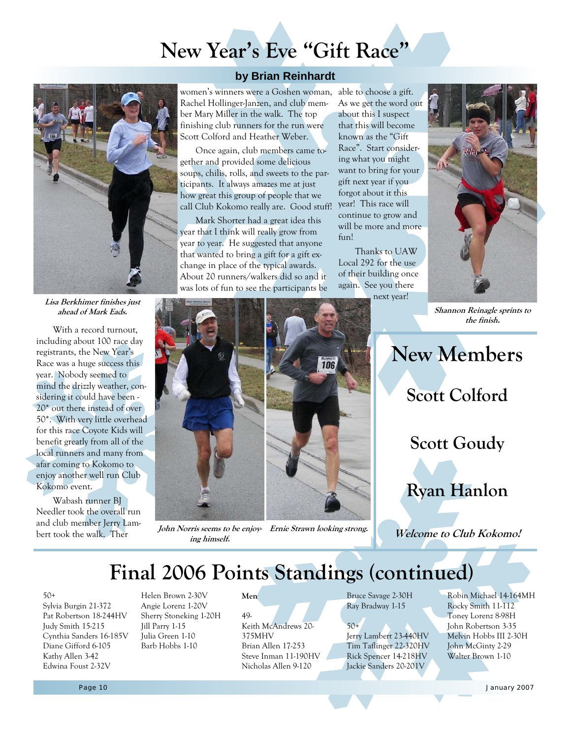# New Year's Eve "Gift Race"

**by Brian Reinhardt**

***Lisa Berkhimer finishes just ahead of Mark Eads.***

With a record turnout, including about 100 race day registrants, the New Year's Race was a huge success this year. Nobody seemed to mind the drizzly weather, considering it could have been -20* out there instead of over 50*. With very little overhead for this race Coyote Kids will benefit greatly from all of the local runners and many from afar coming to Kokomo to enjoy another well run Club Kokomo event.

Wabash runner BJ Needler took the overall run and club member Jerry Lambert took the walk. Ther women's winners were a Goshen woman, Rachel Hollinger-Janzen, and club member Mary Miller in the walk. The top finishing club runners for the run were Scott Colford and Heather Weber.

Once again, club members came together and provided some delicious soups, chilis, rolls, and sweets to the participants. It always amazes me at just how great this group of people that we call Club Kokomo really are. Good stuff!

Mark Shorter had a great idea this year that I think will really grow from year to year. He suggested that anyone that wanted to bring a gift for a gift exchange in place of the typical awards. About 20 runners/walkers did so and it was lots of fun to see the participants be able to choose a gift. As we get the word out about this I suspect that this will become known as the "Gift Race". Start considering what you might want to bring for your gift next year if you forgot about it this year! This race will continue to grow and will be more and more fun!

Thanks to UAW Local 292 for the use of their building once again. See you there next year!

***John Norris seems to be enjoying himself.***

***Ernie Strawn looking strong.***

***Shannon Reinagle sprints to the finish.***

## New Members

### Scott Colford

### Scott Goudy

### Ryan Hanlon

***Welcome to Club Kokomo!***

# Final 2006 Points Standings (continued)

50+
Sylvia Burgin 21-372
Pat Robertson 18-244HV
Judy Smith 15-215
Cynthia Sanders 16-185V
Diane Gifford 6-105
Kathy Allen 3-42
Edwina Foust 2-32V
Helen Brown 2-30V
Angie Lorenz 1-20V
Sherry Stoneking 1-20H
Jill Parry 1-15
Julia Green 1-10
Barb Hobbs 1-10

**Men**

49-
Keith McAndrews 20-375MHV
Brian Allen 17-253
Steve Inman 11-190HV
Nicholas Allen 9-120
Bruce Savage 2-30H
Ray Bradway 1-15

50+
Jerry Lambert 23-440HV
Tim Taflinger 22-320HV
Rick Spencer 14-218HV
Jackie Sanders 20-201V
Robin Michael 14-164MH
Rocky Smith 11-112
Toney Lorenz 8-98H
John Robertson 3-35
Melvin Hobbs III 2-30H
John McGinty 2-29
Walter Brown 1-10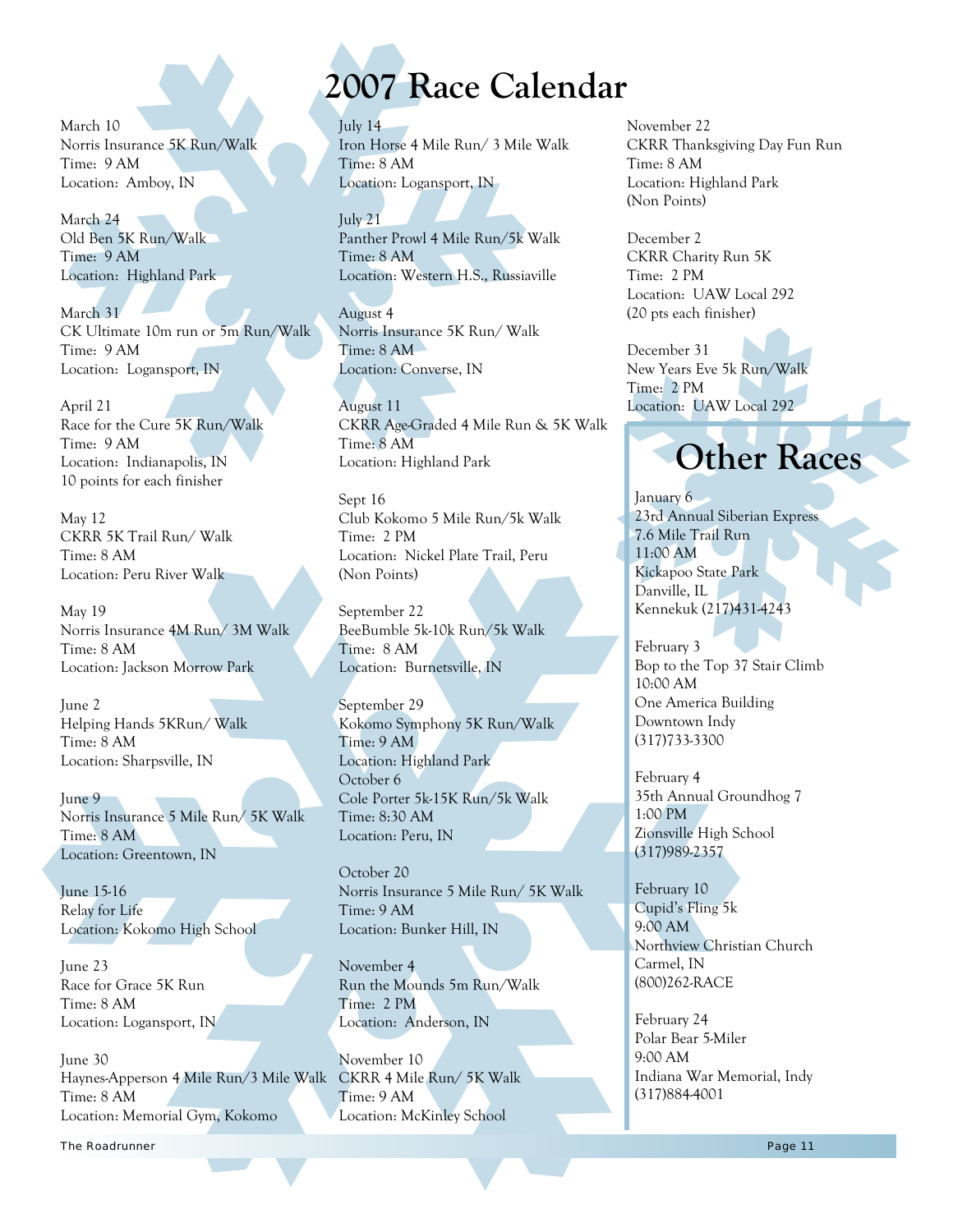# 2007 Race Calendar

March 10
Norris Insurance 5K Run/Walk
Time: 9 AM
Location: Amboy, IN

March 24
Old Ben 5K Run/Walk
Time: 9 AM
Location: Highland Park

March 31
CK Ultimate 10m run or 5m Run/Walk
Time: 9 AM
Location: Logansport, IN

April 21
Race for the Cure 5K Run/Walk
Time: 9 AM
Location: Indianapolis, IN
10 points for each finisher

May 12
CKRR 5K Trail Run/ Walk
Time: 8 AM
Location: Peru River Walk

May 19
Norris Insurance 4M Run/ 3M Walk
Time: 8 AM
Location: Jackson Morrow Park

June 2
Helping Hands 5KRun/ Walk
Time: 8 AM
Location: Sharpsville, IN

June 9
Norris Insurance 5 Mile Run/ 5K Walk
Time: 8 AM
Location: Greentown, IN

June 15-16
Relay for Life
Location: Kokomo High School

June 23
Race for Grace 5K Run
Time: 8 AM
Location: Logansport, IN

June 30
Haynes-Apperson 4 Mile Run/3 Mile Walk
Time: 8 AM
Location: Memorial Gym, Kokomo

July 14
Iron Horse 4 Mile Run/ 3 Mile Walk
Time: 8 AM
Location: Logansport, IN

July 21
Panther Prowl 4 Mile Run/5k Walk
Time: 8 AM
Location: Western H.S., Russiaville

August 4
Norris Insurance 5K Run/ Walk
Time: 8 AM
Location: Converse, IN

August 11
CKRR Age-Graded 4 Mile Run & 5K Walk
Time: 8 AM
Location: Highland Park

Sept 16
Club Kokomo 5 Mile Run/5k Walk
Time: 2 PM
Location: Nickel Plate Trail, Peru
(Non Points)

September 22
BeeBumble 5k-10k Run/5k Walk
Time: 8 AM
Location: Burnetsville, IN

September 29
Kokomo Symphony 5K Run/Walk
Time: 9 AM
Location: Highland Park

October 6
Cole Porter 5k-15K Run/5k Walk
Time: 8:30 AM
Location: Peru, IN

October 20
Norris Insurance 5 Mile Run/ 5K Walk
Time: 9 AM
Location: Bunker Hill, IN

November 4
Run the Mounds 5m Run/Walk
Time: 2 PM
Location: Anderson, IN

November 10
CKRR 4 Mile Run/ 5K Walk
Time: 9 AM
Location: McKinley School

November 22
CKRR Thanksgiving Day Fun Run
Time: 8 AM
Location: Highland Park
(Non Points)

December 2
CKRR Charity Run 5K
Time: 2 PM
Location: UAW Local 292
(20 pts each finisher)

December 31
New Years Eve 5k Run/Walk
Time: 2 PM
Location: UAW Local 292

## Other Races

January 6
23rd Annual Siberian Express
7.6 Mile Trail Run
11:00 AM
Kickapoo State Park
Danville, IL
Kennekuk (217)431-4243

February 3
Bop to the Top 37 Stair Climb
10:00 AM
One America Building
Downtown Indy
(317)733-3300

February 4
35th Annual Groundhog 7
1:00 PM
Zionsville High School
(317)989-2357

February 10
Cupid's Fling 5k
9:00 AM
Northview Christian Church
Carmel, IN
(800)262-RACE

February 24
Polar Bear 5-Miler
9:00 AM
Indiana War Memorial, Indy
(317)884-4001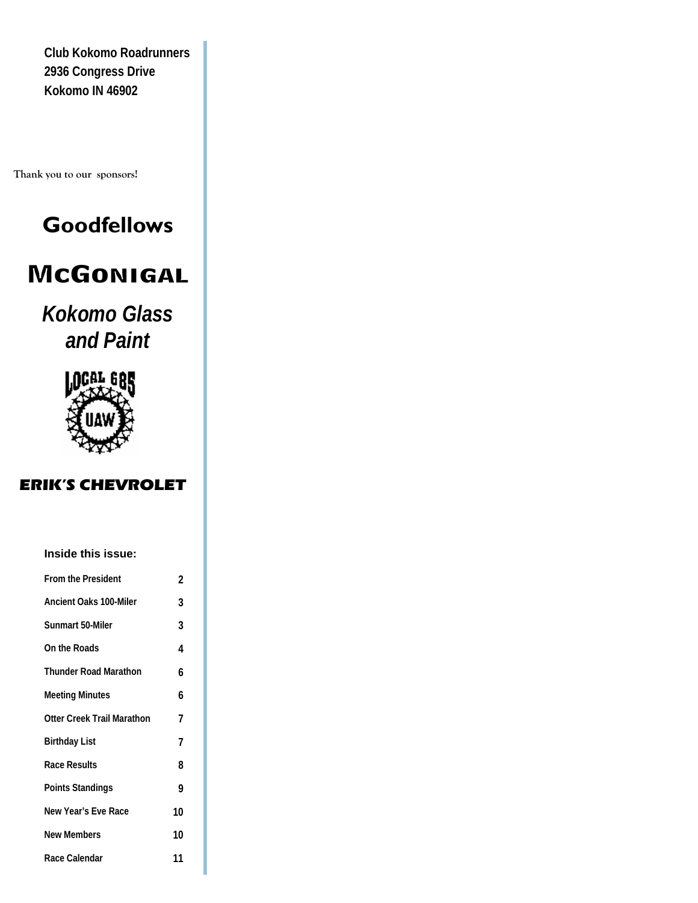**Club Kokomo Roadrunners**
**2936 Congress Drive**
**Kokomo IN 46902**

**Thank you to our sponsors!**

**Goodfellows**

**McGonigal**

***Kokomo Glass and Paint***

LOCAL 685 UAW

**ERIK'S CHEVROLET**

**Inside this issue:**

| | |
|---|---|
| From the President | 2 |
| Ancient Oaks 100-Miler | 3 |
| Sunmart 50-Miler | 3 |
| On the Roads | 4 |
| Thunder Road Marathon | 6 |
| Meeting Minutes | 6 |
| Otter Creek Trail Marathon | 7 |
| Birthday List | 7 |
| Race Results | 8 |
| Points Standings | 9 |
| New Year's Eve Race | 10 |
| New Members | 10 |
| Race Calendar | 11 |